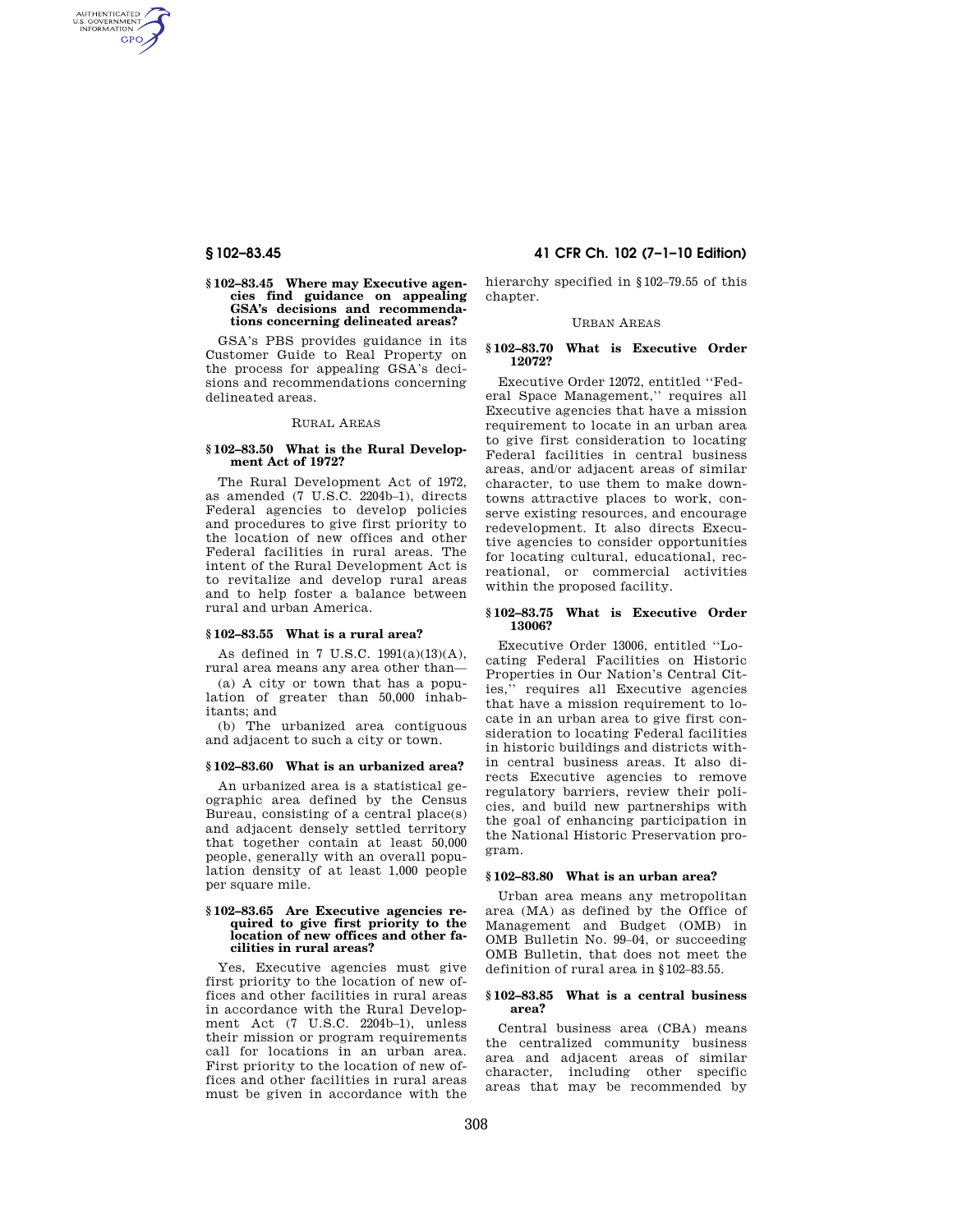**§ 102–83.45 Where may Executive agencies find guidance on appealing GSA's decisions and recommendations concerning delineated areas?**

GSA's PBS provides guidance in its Customer Guide to Real Property on the process for appealing GSA's decisions and recommendations concerning delineated areas.

RURAL AREAS

**§ 102–83.50 What is the Rural Development Act of 1972?**

The Rural Development Act of 1972, as amended (7 U.S.C. 2204b–1), directs Federal agencies to develop policies and procedures to give first priority to the location of new offices and other Federal facilities in rural areas. The intent of the Rural Development Act is to revitalize and develop rural areas and to help foster a balance between rural and urban America.

**§ 102–83.55 What is a rural area?**

As defined in 7 U.S.C. 1991(a)(13)(A), rural area means any area other than—

(a) A city or town that has a population of greater than 50,000 inhabitants; and

(b) The urbanized area contiguous and adjacent to such a city or town.

**§ 102–83.60 What is an urbanized area?**

An urbanized area is a statistical geographic area defined by the Census Bureau, consisting of a central place(s) and adjacent densely settled territory that together contain at least 50,000 people, generally with an overall population density of at least 1,000 people per square mile.

**§ 102–83.65 Are Executive agencies required to give first priority to the location of new offices and other facilities in rural areas?**

Yes, Executive agencies must give first priority to the location of new offices and other facilities in rural areas in accordance with the Rural Development Act (7 U.S.C. 2204b–1), unless their mission or program requirements call for locations in an urban area. First priority to the location of new offices and other facilities in rural areas must be given in accordance with the hierarchy specified in §102–79.55 of this chapter.

URBAN AREAS

**§ 102–83.70 What is Executive Order 12072?**

Executive Order 12072, entitled ''Federal Space Management,'' requires all Executive agencies that have a mission requirement to locate in an urban area to give first consideration to locating Federal facilities in central business areas, and/or adjacent areas of similar character, to use them to make downtowns attractive places to work, conserve existing resources, and encourage redevelopment. It also directs Executive agencies to consider opportunities for locating cultural, educational, recreational, or commercial activities within the proposed facility.

**§ 102–83.75 What is Executive Order 13006?**

Executive Order 13006, entitled ''Locating Federal Facilities on Historic Properties in Our Nation's Central Cities,'' requires all Executive agencies that have a mission requirement to locate in an urban area to give first consideration to locating Federal facilities in historic buildings and districts within central business areas. It also directs Executive agencies to remove regulatory barriers, review their policies, and build new partnerships with the goal of enhancing participation in the National Historic Preservation program.

**§ 102–83.80 What is an urban area?**

Urban area means any metropolitan area (MA) as defined by the Office of Management and Budget (OMB) in OMB Bulletin No. 99–04, or succeeding OMB Bulletin, that does not meet the definition of rural area in §102–83.55.

**§ 102–83.85 What is a central business area?**

Central business area (CBA) means the centralized community business area and adjacent areas of similar character, including other specific areas that may be recommended by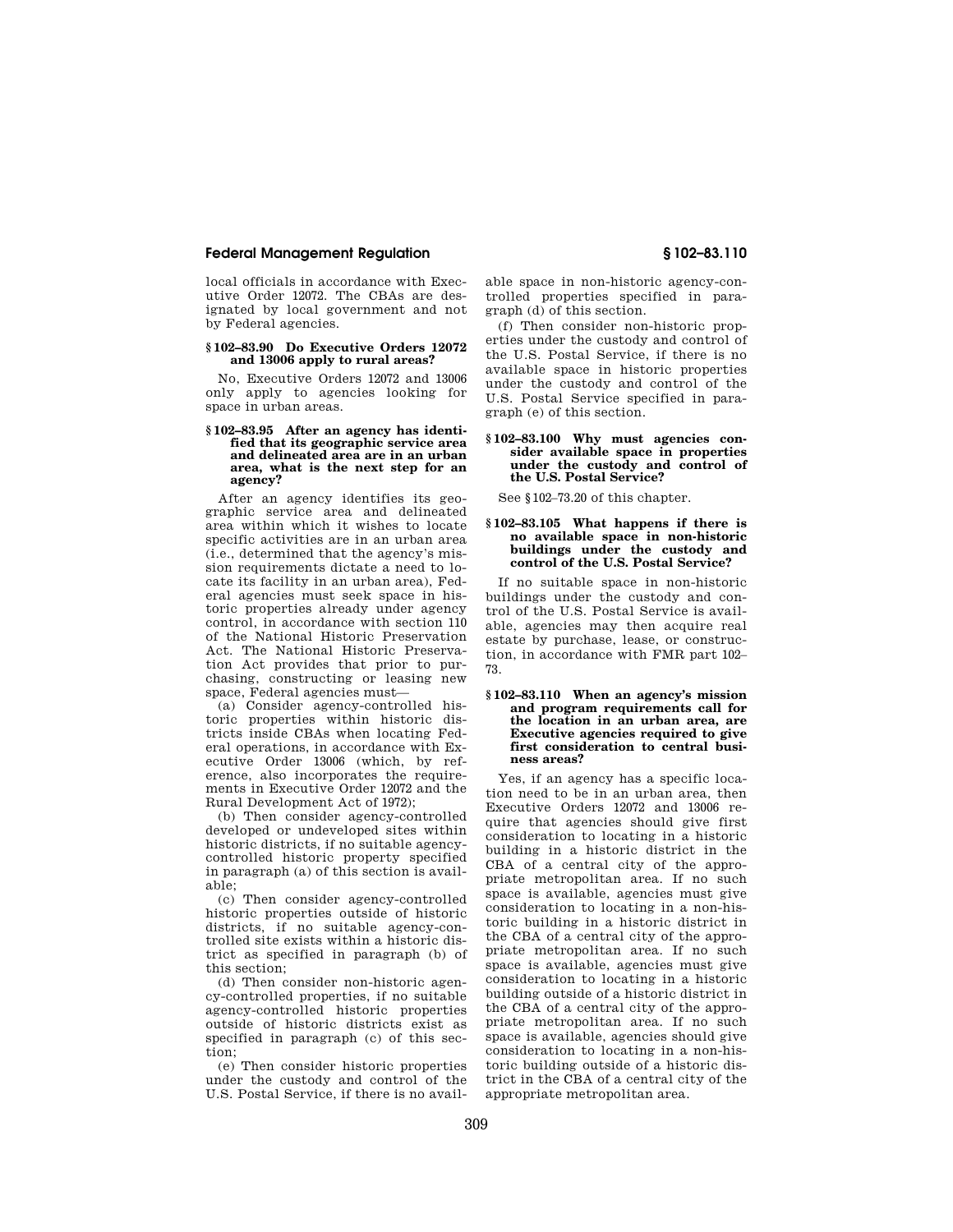local officials in accordance with Executive Order 12072. The CBAs are designated by local government and not by Federal agencies.

### § 102–83.90 Do Executive Orders 12072 and 13006 apply to rural areas?

No, Executive Orders 12072 and 13006 only apply to agencies looking for space in urban areas.

### § 102–83.95 After an agency has identified that its geographic service area and delineated area are in an urban area, what is the next step for an agency?

After an agency identifies its geographic service area and delineated area within which it wishes to locate specific activities are in an urban area (i.e., determined that the agency's mission requirements dictate a need to locate its facility in an urban area), Federal agencies must seek space in historic properties already under agency control, in accordance with section 110 of the National Historic Preservation Act. The National Historic Preservation Act provides that prior to purchasing, constructing or leasing new space, Federal agencies must—

(a) Consider agency-controlled historic properties within historic districts inside CBAs when locating Federal operations, in accordance with Executive Order 13006 (which, by reference, also incorporates the requirements in Executive Order 12072 and the Rural Development Act of 1972);

(b) Then consider agency-controlled developed or undeveloped sites within historic districts, if no suitable agency-controlled historic property specified in paragraph (a) of this section is available;

(c) Then consider agency-controlled historic properties outside of historic districts, if no suitable agency-controlled site exists within a historic district as specified in paragraph (b) of this section;

(d) Then consider non-historic agency-controlled properties, if no suitable agency-controlled historic properties outside of historic districts exist as specified in paragraph (c) of this section;

(e) Then consider historic properties under the custody and control of the U.S. Postal Service, if there is no available space in non-historic agency-controlled properties specified in paragraph (d) of this section.

(f) Then consider non-historic properties under the custody and control of the U.S. Postal Service, if there is no available space in historic properties under the custody and control of the U.S. Postal Service specified in paragraph (e) of this section.

### § 102–83.100 Why must agencies consider available space in properties under the custody and control of the U.S. Postal Service?

See § 102–73.20 of this chapter.

### § 102–83.105 What happens if there is no available space in non-historic buildings under the custody and control of the U.S. Postal Service?

If no suitable space in non-historic buildings under the custody and control of the U.S. Postal Service is available, agencies may then acquire real estate by purchase, lease, or construction, in accordance with FMR part 102–73.

### § 102–83.110 When an agency's mission and program requirements call for the location in an urban area, are Executive agencies required to give first consideration to central business areas?

Yes, if an agency has a specific location need to be in an urban area, then Executive Orders 12072 and 13006 require that agencies should give first consideration to locating in a historic building in a historic district in the CBA of a central city of the appropriate metropolitan area. If no such space is available, agencies must give consideration to locating in a non-historic building in a historic district in the CBA of a central city of the appropriate metropolitan area. If no such space is available, agencies must give consideration to locating in a historic building outside of a historic district in the CBA of a central city of the appropriate metropolitan area. If no such space is available, agencies should give consideration to locating in a non-historic building outside of a historic district in the CBA of a central city of the appropriate metropolitan area.